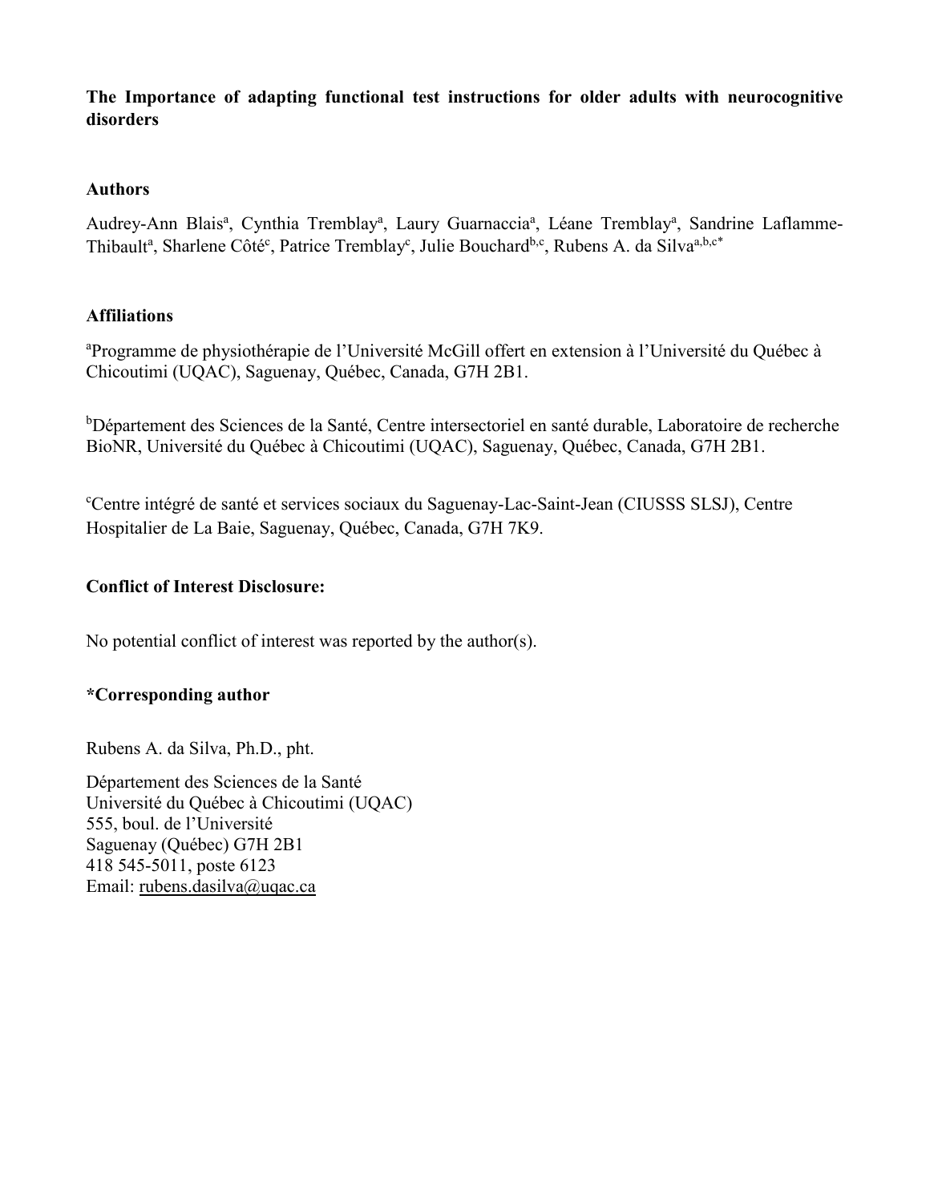**The Importance of adapting functional test instructions for older adults with neurocognitive disorders**

**Authors**

Audrey-Ann Blais[a], Cynthia Tremblay[a], Laury Guarnaccia[a], Léane Tremblay[a], Sandrine Laflamme-Thibault[a], Sharlene Côté[c], Patrice Tremblay[c], Julie Bouchard[b,c], Rubens A. da Silva[a,b,c*]

**Affiliations**

[a]Programme de physiothérapie de l'Université McGill offert en extension à l'Université du Québec à Chicoutimi (UQAC), Saguenay, Québec, Canada, G7H 2B1.

[b]Département des Sciences de la Santé, Centre intersectoriel en santé durable, Laboratoire de recherche BioNR, Université du Québec à Chicoutimi (UQAC), Saguenay, Québec, Canada, G7H 2B1.

[c]Centre intégré de santé et services sociaux du Saguenay-Lac-Saint-Jean (CIUSSS SLSJ), Centre Hospitalier de La Baie, Saguenay, Québec, Canada, G7H 7K9.

**Conflict of Interest Disclosure:**

No potential conflict of interest was reported by the author(s).

**\*Corresponding author**

Rubens A. da Silva, Ph.D., pht.

Département des Sciences de la Santé
Université du Québec à Chicoutimi (UQAC)
555, boul. de l'Université
Saguenay (Québec) G7H 2B1
418 545-5011, poste 6123
Email: rubens.dasilva@uqac.ca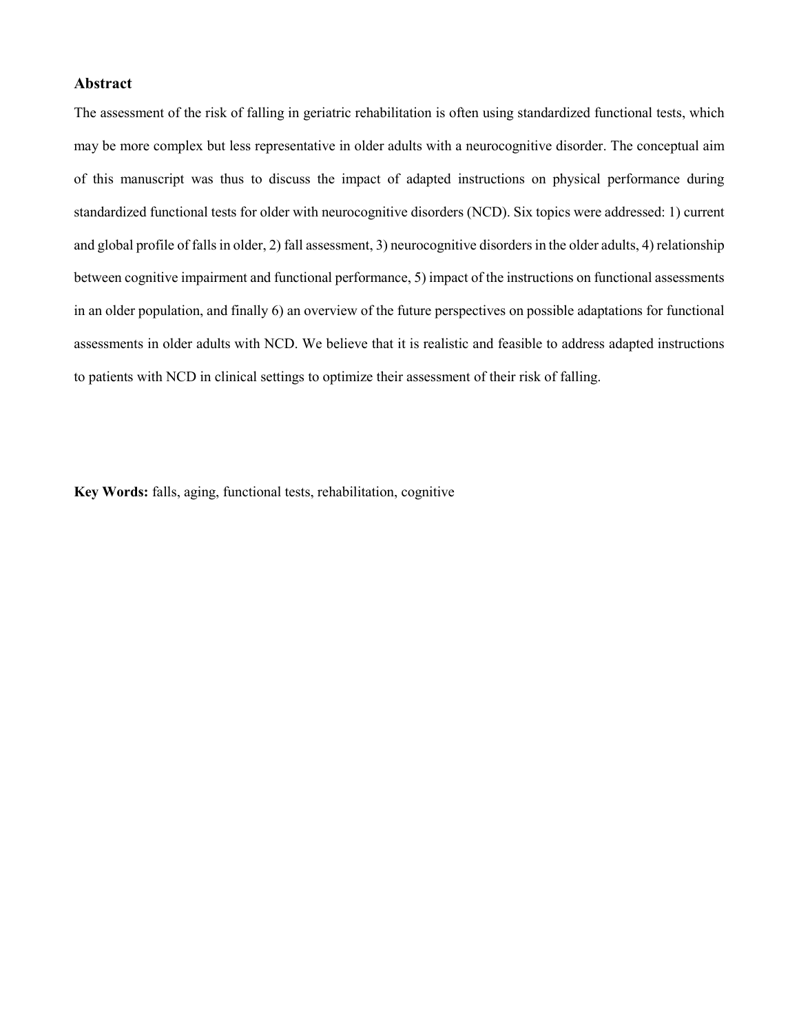## Abstract

The assessment of the risk of falling in geriatric rehabilitation is often using standardized functional tests, which may be more complex but less representative in older adults with a neurocognitive disorder. The conceptual aim of this manuscript was thus to discuss the impact of adapted instructions on physical performance during standardized functional tests for older with neurocognitive disorders (NCD). Six topics were addressed: 1) current and global profile of falls in older, 2) fall assessment, 3) neurocognitive disorders in the older adults, 4) relationship between cognitive impairment and functional performance, 5) impact of the instructions on functional assessments in an older population, and finally 6) an overview of the future perspectives on possible adaptations for functional assessments in older adults with NCD. We believe that it is realistic and feasible to address adapted instructions to patients with NCD in clinical settings to optimize their assessment of their risk of falling.

**Key Words:** falls, aging, functional tests, rehabilitation, cognitive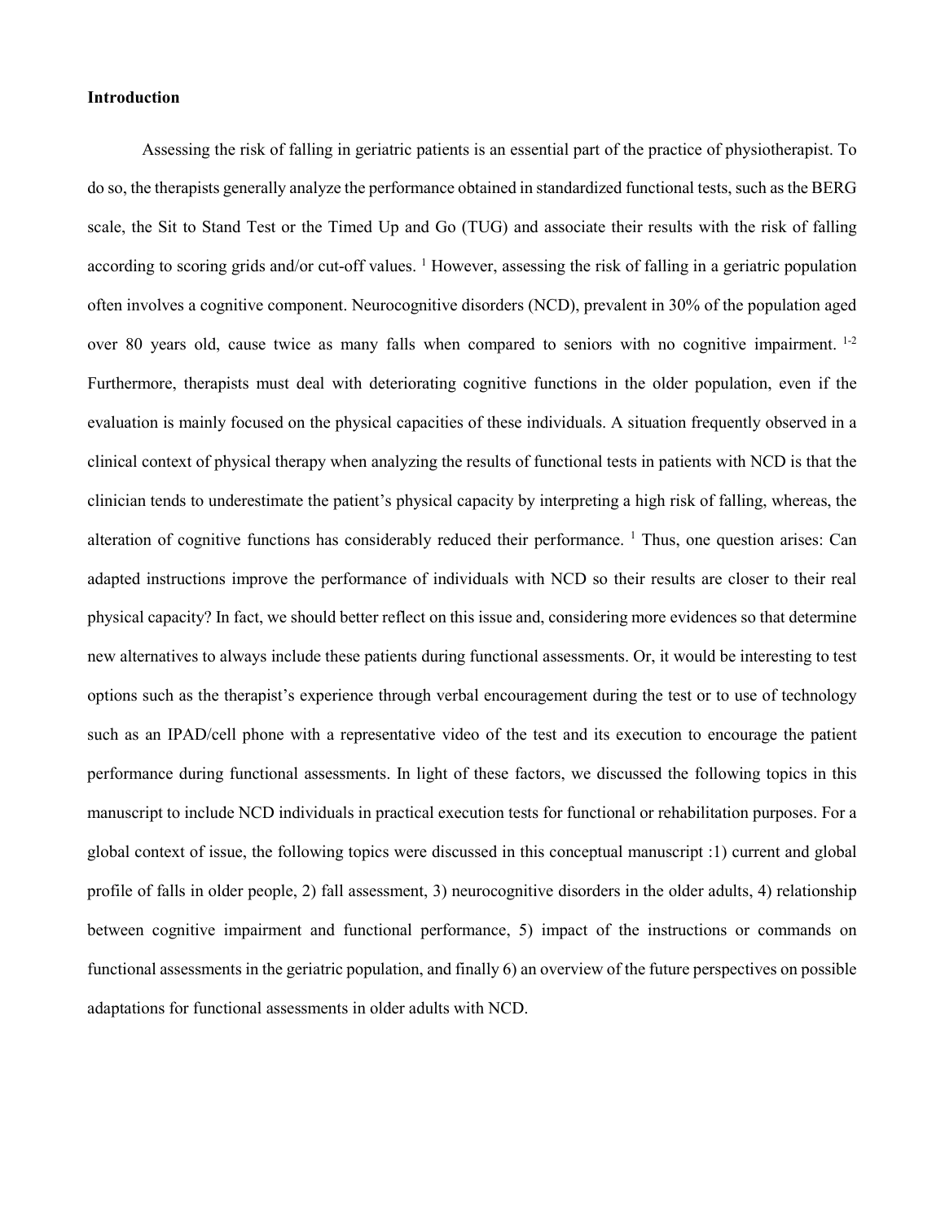**Introduction**

Assessing the risk of falling in geriatric patients is an essential part of the practice of physiotherapist. To do so, the therapists generally analyze the performance obtained in standardized functional tests, such as the BERG scale, the Sit to Stand Test or the Timed Up and Go (TUG) and associate their results with the risk of falling according to scoring grids and/or cut-off values. [1] However, assessing the risk of falling in a geriatric population often involves a cognitive component. Neurocognitive disorders (NCD), prevalent in 30% of the population aged over 80 years old, cause twice as many falls when compared to seniors with no cognitive impairment. [1-2] Furthermore, therapists must deal with deteriorating cognitive functions in the older population, even if the evaluation is mainly focused on the physical capacities of these individuals. A situation frequently observed in a clinical context of physical therapy when analyzing the results of functional tests in patients with NCD is that the clinician tends to underestimate the patient's physical capacity by interpreting a high risk of falling, whereas, the alteration of cognitive functions has considerably reduced their performance. [1] Thus, one question arises: Can adapted instructions improve the performance of individuals with NCD so their results are closer to their real physical capacity? In fact, we should better reflect on this issue and, considering more evidences so that determine new alternatives to always include these patients during functional assessments. Or, it would be interesting to test options such as the therapist's experience through verbal encouragement during the test or to use of technology such as an IPAD/cell phone with a representative video of the test and its execution to encourage the patient performance during functional assessments. In light of these factors, we discussed the following topics in this manuscript to include NCD individuals in practical execution tests for functional or rehabilitation purposes. For a global context of issue, the following topics were discussed in this conceptual manuscript :1) current and global profile of falls in older people, 2) fall assessment, 3) neurocognitive disorders in the older adults, 4) relationship between cognitive impairment and functional performance, 5) impact of the instructions or commands on functional assessments in the geriatric population, and finally 6) an overview of the future perspectives on possible adaptations for functional assessments in older adults with NCD.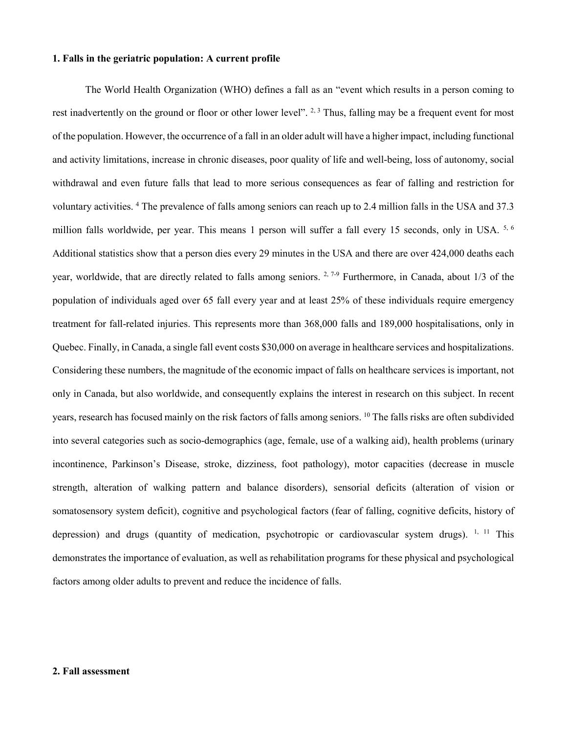## 1. Falls in the geriatric population: A current profile

The World Health Organization (WHO) defines a fall as an "event which results in a person coming to rest inadvertently on the ground or floor or other lower level". [2, 3] Thus, falling may be a frequent event for most of the population. However, the occurrence of a fall in an older adult will have a higher impact, including functional and activity limitations, increase in chronic diseases, poor quality of life and well-being, loss of autonomy, social withdrawal and even future falls that lead to more serious consequences as fear of falling and restriction for voluntary activities. [4] The prevalence of falls among seniors can reach up to 2.4 million falls in the USA and 37.3 million falls worldwide, per year. This means 1 person will suffer a fall every 15 seconds, only in USA. [5, 6] Additional statistics show that a person dies every 29 minutes in the USA and there are over 424,000 deaths each year, worldwide, that are directly related to falls among seniors. [2, 7-9] Furthermore, in Canada, about 1/3 of the population of individuals aged over 65 fall every year and at least 25% of these individuals require emergency treatment for fall-related injuries. This represents more than 368,000 falls and 189,000 hospitalisations, only in Quebec. Finally, in Canada, a single fall event costs $30,000 on average in healthcare services and hospitalizations. Considering these numbers, the magnitude of the economic impact of falls on healthcare services is important, not only in Canada, but also worldwide, and consequently explains the interest in research on this subject. In recent years, research has focused mainly on the risk factors of falls among seniors. [10] The falls risks are often subdivided into several categories such as socio-demographics (age, female, use of a walking aid), health problems (urinary incontinence, Parkinson's Disease, stroke, dizziness, foot pathology), motor capacities (decrease in muscle strength, alteration of walking pattern and balance disorders), sensorial deficits (alteration of vision or somatosensory system deficit), cognitive and psychological factors (fear of falling, cognitive deficits, history of depression) and drugs (quantity of medication, psychotropic or cardiovascular system drugs). [1, 11] This demonstrates the importance of evaluation, as well as rehabilitation programs for these physical and psychological factors among older adults to prevent and reduce the incidence of falls.

## 2. Fall assessment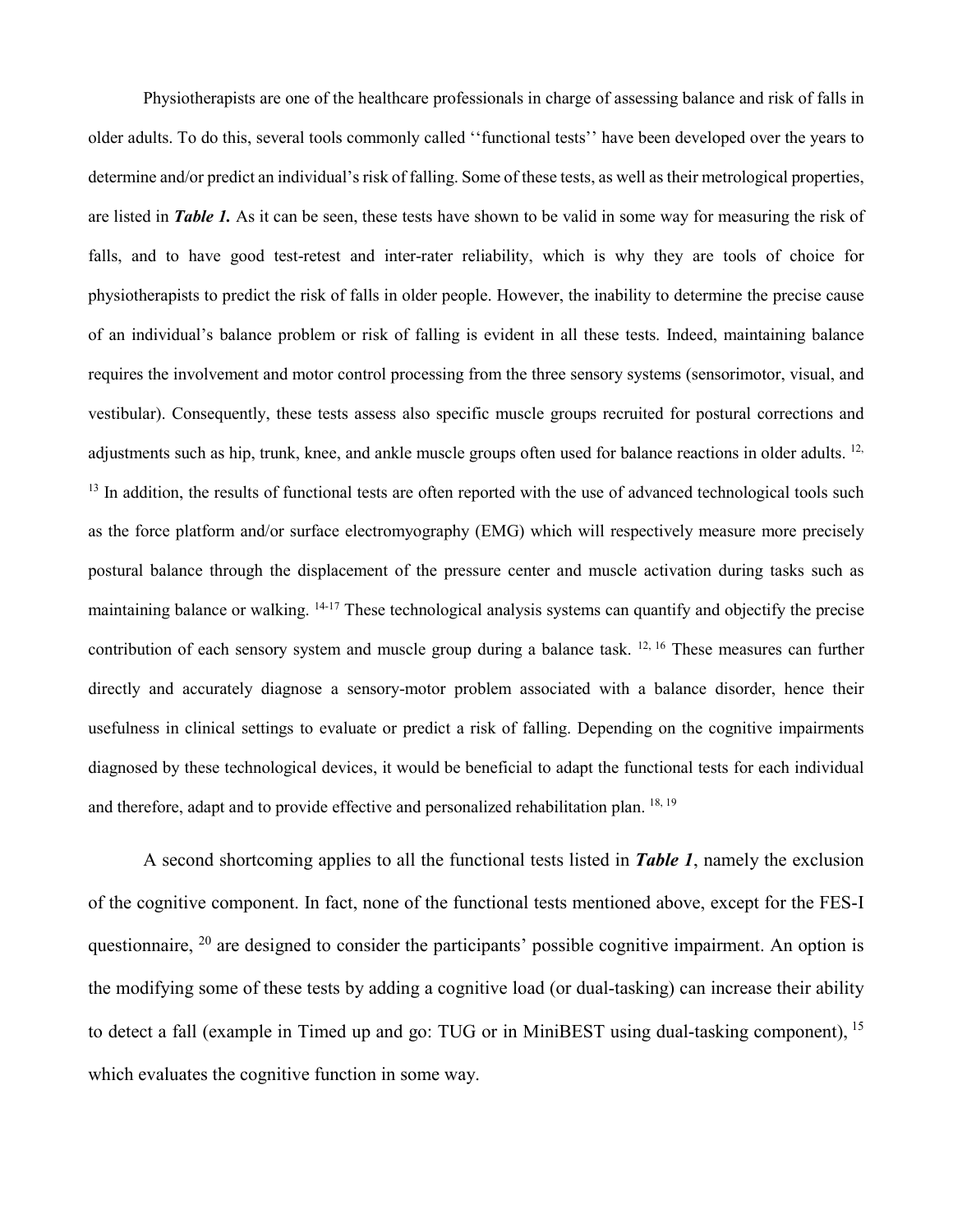Physiotherapists are one of the healthcare professionals in charge of assessing balance and risk of falls in older adults. To do this, several tools commonly called ''functional tests'' have been developed over the years to determine and/or predict an individual's risk of falling. Some of these tests, as well as their metrological properties, are listed in ***Table 1.*** As it can be seen, these tests have shown to be valid in some way for measuring the risk of falls, and to have good test-retest and inter-rater reliability, which is why they are tools of choice for physiotherapists to predict the risk of falls in older people. However, the inability to determine the precise cause of an individual's balance problem or risk of falling is evident in all these tests. Indeed, maintaining balance requires the involvement and motor control processing from the three sensory systems (sensorimotor, visual, and vestibular). Consequently, these tests assess also specific muscle groups recruited for postural corrections and adjustments such as hip, trunk, knee, and ankle muscle groups often used for balance reactions in older adults. [12, 13] In addition, the results of functional tests are often reported with the use of advanced technological tools such as the force platform and/or surface electromyography (EMG) which will respectively measure more precisely postural balance through the displacement of the pressure center and muscle activation during tasks such as maintaining balance or walking. [14-17] These technological analysis systems can quantify and objectify the precise contribution of each sensory system and muscle group during a balance task. [12, 16] These measures can further directly and accurately diagnose a sensory-motor problem associated with a balance disorder, hence their usefulness in clinical settings to evaluate or predict a risk of falling. Depending on the cognitive impairments diagnosed by these technological devices, it would be beneficial to adapt the functional tests for each individual and therefore, adapt and to provide effective and personalized rehabilitation plan. [18, 19]

A second shortcoming applies to all the functional tests listed in ***Table 1***, namely the exclusion of the cognitive component. In fact, none of the functional tests mentioned above, except for the FES-I questionnaire, [20] are designed to consider the participants' possible cognitive impairment. An option is the modifying some of these tests by adding a cognitive load (or dual-tasking) can increase their ability to detect a fall (example in Timed up and go: TUG or in MiniBEST using dual-tasking component), [15] which evaluates the cognitive function in some way.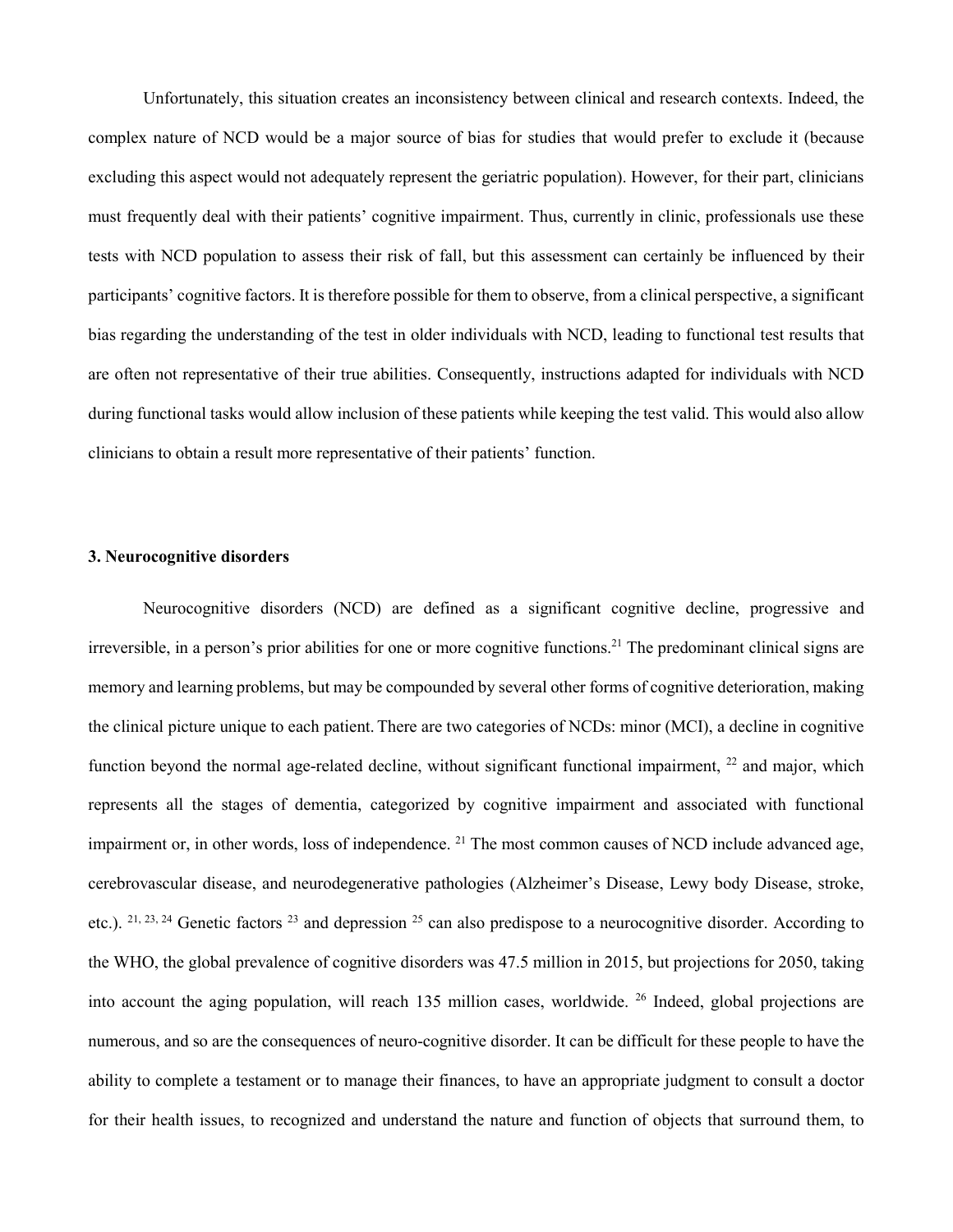Unfortunately, this situation creates an inconsistency between clinical and research contexts. Indeed, the complex nature of NCD would be a major source of bias for studies that would prefer to exclude it (because excluding this aspect would not adequately represent the geriatric population). However, for their part, clinicians must frequently deal with their patients' cognitive impairment. Thus, currently in clinic, professionals use these tests with NCD population to assess their risk of fall, but this assessment can certainly be influenced by their participants' cognitive factors. It is therefore possible for them to observe, from a clinical perspective, a significant bias regarding the understanding of the test in older individuals with NCD, leading to functional test results that are often not representative of their true abilities. Consequently, instructions adapted for individuals with NCD during functional tasks would allow inclusion of these patients while keeping the test valid. This would also allow clinicians to obtain a result more representative of their patients' function.

### 3. Neurocognitive disorders

Neurocognitive disorders (NCD) are defined as a significant cognitive decline, progressive and irreversible, in a person's prior abilities for one or more cognitive functions.[21] The predominant clinical signs are memory and learning problems, but may be compounded by several other forms of cognitive deterioration, making the clinical picture unique to each patient. There are two categories of NCDs: minor (MCI), a decline in cognitive function beyond the normal age-related decline, without significant functional impairment, [22] and major, which represents all the stages of dementia, categorized by cognitive impairment and associated with functional impairment or, in other words, loss of independence. [21] The most common causes of NCD include advanced age, cerebrovascular disease, and neurodegenerative pathologies (Alzheimer's Disease, Lewy body Disease, stroke, etc.). [21, 23, 24] Genetic factors [23] and depression [25] can also predispose to a neurocognitive disorder. According to the WHO, the global prevalence of cognitive disorders was 47.5 million in 2015, but projections for 2050, taking into account the aging population, will reach 135 million cases, worldwide. [26] Indeed, global projections are numerous, and so are the consequences of neuro-cognitive disorder. It can be difficult for these people to have the ability to complete a testament or to manage their finances, to have an appropriate judgment to consult a doctor for their health issues, to recognized and understand the nature and function of objects that surround them, to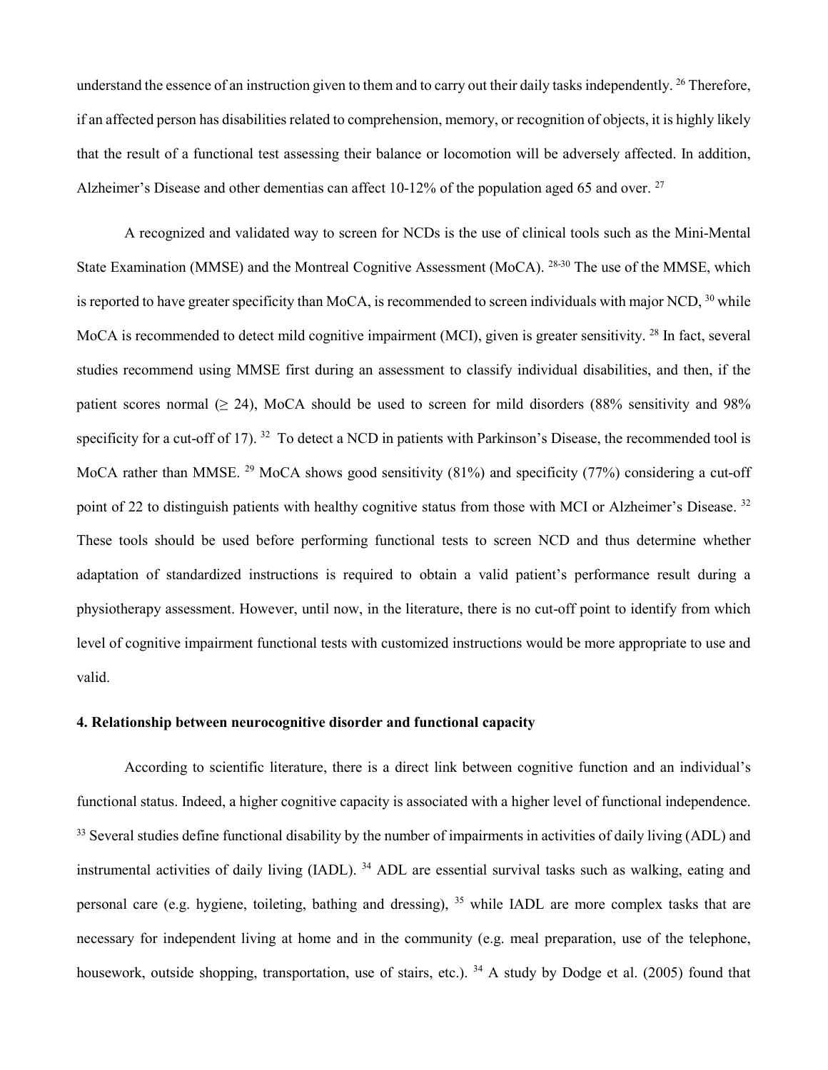understand the essence of an instruction given to them and to carry out their daily tasks independently. [26] Therefore, if an affected person has disabilities related to comprehension, memory, or recognition of objects, it is highly likely that the result of a functional test assessing their balance or locomotion will be adversely affected. In addition, Alzheimer's Disease and other dementias can affect 10-12% of the population aged 65 and over. [27]

A recognized and validated way to screen for NCDs is the use of clinical tools such as the Mini-Mental State Examination (MMSE) and the Montreal Cognitive Assessment (MoCA). [28-30] The use of the MMSE, which is reported to have greater specificity than MoCA, is recommended to screen individuals with major NCD, [30] while MoCA is recommended to detect mild cognitive impairment (MCI), given is greater sensitivity. [28] In fact, several studies recommend using MMSE first during an assessment to classify individual disabilities, and then, if the patient scores normal ($\geq$ 24), MoCA should be used to screen for mild disorders (88% sensitivity and 98% specificity for a cut-off of 17). [32] To detect a NCD in patients with Parkinson's Disease, the recommended tool is MoCA rather than MMSE. [29] MoCA shows good sensitivity (81%) and specificity (77%) considering a cut-off point of 22 to distinguish patients with healthy cognitive status from those with MCI or Alzheimer's Disease. [32] These tools should be used before performing functional tests to screen NCD and thus determine whether adaptation of standardized instructions is required to obtain a valid patient's performance result during a physiotherapy assessment. However, until now, in the literature, there is no cut-off point to identify from which level of cognitive impairment functional tests with customized instructions would be more appropriate to use and valid.

**4. Relationship between neurocognitive disorder and functional capacity**

According to scientific literature, there is a direct link between cognitive function and an individual's functional status. Indeed, a higher cognitive capacity is associated with a higher level of functional independence. [33] Several studies define functional disability by the number of impairments in activities of daily living (ADL) and instrumental activities of daily living (IADL). [34] ADL are essential survival tasks such as walking, eating and personal care (e.g. hygiene, toileting, bathing and dressing), [35] while IADL are more complex tasks that are necessary for independent living at home and in the community (e.g. meal preparation, use of the telephone, housework, outside shopping, transportation, use of stairs, etc.). [34] A study by Dodge et al. (2005) found that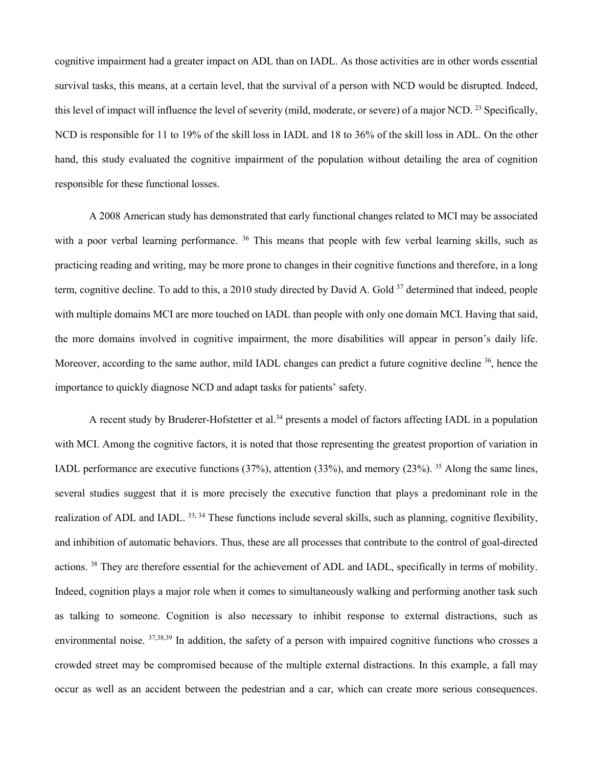cognitive impairment had a greater impact on ADL than on IADL. As those activities are in other words essential survival tasks, this means, at a certain level, that the survival of a person with NCD would be disrupted. Indeed, this level of impact will influence the level of severity (mild, moderate, or severe) of a major NCD. [23] Specifically, NCD is responsible for 11 to 19% of the skill loss in IADL and 18 to 36% of the skill loss in ADL. On the other hand, this study evaluated the cognitive impairment of the population without detailing the area of cognition responsible for these functional losses.

A 2008 American study has demonstrated that early functional changes related to MCI may be associated with a poor verbal learning performance. [36] This means that people with few verbal learning skills, such as practicing reading and writing, may be more prone to changes in their cognitive functions and therefore, in a long term, cognitive decline. To add to this, a 2010 study directed by David A. Gold [37] determined that indeed, people with multiple domains MCI are more touched on IADL than people with only one domain MCI. Having that said, the more domains involved in cognitive impairment, the more disabilities will appear in person's daily life. Moreover, according to the same author, mild IADL changes can predict a future cognitive decline [36], hence the importance to quickly diagnose NCD and adapt tasks for patients' safety.

A recent study by Bruderer-Hofstetter et al.[34] presents a model of factors affecting IADL in a population with MCI. Among the cognitive factors, it is noted that those representing the greatest proportion of variation in IADL performance are executive functions (37%), attention (33%), and memory (23%). [35] Along the same lines, several studies suggest that it is more precisely the executive function that plays a predominant role in the realization of ADL and IADL. [33, 34] These functions include several skills, such as planning, cognitive flexibility, and inhibition of automatic behaviors. Thus, these are all processes that contribute to the control of goal-directed actions. [38] They are therefore essential for the achievement of ADL and IADL, specifically in terms of mobility. Indeed, cognition plays a major role when it comes to simultaneously walking and performing another task such as talking to someone. Cognition is also necessary to inhibit response to external distractions, such as environmental noise. [37,38,39] In addition, the safety of a person with impaired cognitive functions who crosses a crowded street may be compromised because of the multiple external distractions. In this example, a fall may occur as well as an accident between the pedestrian and a car, which can create more serious consequences.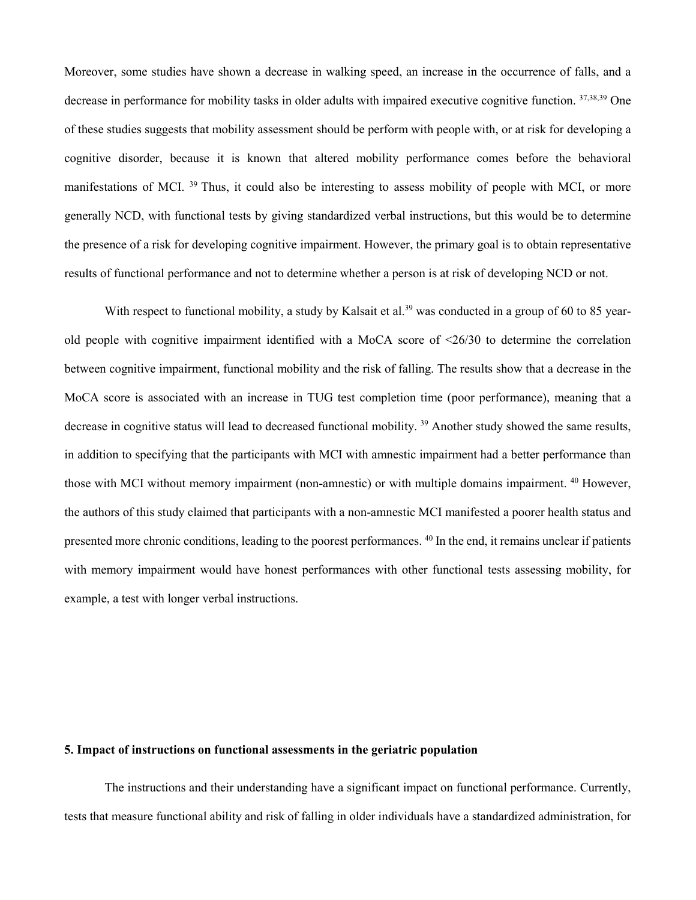Moreover, some studies have shown a decrease in walking speed, an increase in the occurrence of falls, and a decrease in performance for mobility tasks in older adults with impaired executive cognitive function. [37,38,39] One of these studies suggests that mobility assessment should be perform with people with, or at risk for developing a cognitive disorder, because it is known that altered mobility performance comes before the behavioral manifestations of MCI. [39] Thus, it could also be interesting to assess mobility of people with MCI, or more generally NCD, with functional tests by giving standardized verbal instructions, but this would be to determine the presence of a risk for developing cognitive impairment. However, the primary goal is to obtain representative results of functional performance and not to determine whether a person is at risk of developing NCD or not.

With respect to functional mobility, a study by Kalsait et al.[39] was conducted in a group of 60 to 85 year-old people with cognitive impairment identified with a MoCA score of <26/30 to determine the correlation between cognitive impairment, functional mobility and the risk of falling. The results show that a decrease in the MoCA score is associated with an increase in TUG test completion time (poor performance), meaning that a decrease in cognitive status will lead to decreased functional mobility. [39] Another study showed the same results, in addition to specifying that the participants with MCI with amnestic impairment had a better performance than those with MCI without memory impairment (non-amnestic) or with multiple domains impairment. [40] However, the authors of this study claimed that participants with a non-amnestic MCI manifested a poorer health status and presented more chronic conditions, leading to the poorest performances. [40] In the end, it remains unclear if patients with memory impairment would have honest performances with other functional tests assessing mobility, for example, a test with longer verbal instructions.

## 5. Impact of instructions on functional assessments in the geriatric population

The instructions and their understanding have a significant impact on functional performance. Currently, tests that measure functional ability and risk of falling in older individuals have a standardized administration, for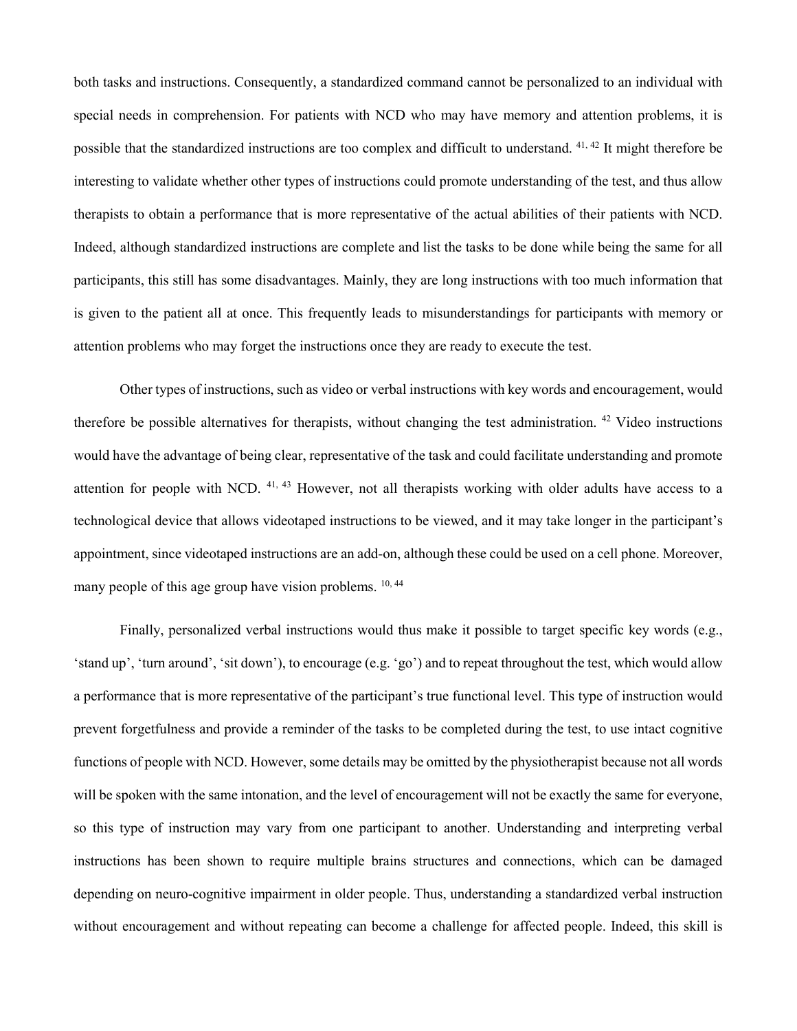both tasks and instructions. Consequently, a standardized command cannot be personalized to an individual with special needs in comprehension. For patients with NCD who may have memory and attention problems, it is possible that the standardized instructions are too complex and difficult to understand. [41, 42] It might therefore be interesting to validate whether other types of instructions could promote understanding of the test, and thus allow therapists to obtain a performance that is more representative of the actual abilities of their patients with NCD. Indeed, although standardized instructions are complete and list the tasks to be done while being the same for all participants, this still has some disadvantages. Mainly, they are long instructions with too much information that is given to the patient all at once. This frequently leads to misunderstandings for participants with memory or attention problems who may forget the instructions once they are ready to execute the test.

Other types of instructions, such as video or verbal instructions with key words and encouragement, would therefore be possible alternatives for therapists, without changing the test administration. [42] Video instructions would have the advantage of being clear, representative of the task and could facilitate understanding and promote attention for people with NCD. [41, 43] However, not all therapists working with older adults have access to a technological device that allows videotaped instructions to be viewed, and it may take longer in the participant's appointment, since videotaped instructions are an add-on, although these could be used on a cell phone. Moreover, many people of this age group have vision problems. [10, 44]

Finally, personalized verbal instructions would thus make it possible to target specific key words (e.g., 'stand up', 'turn around', 'sit down'), to encourage (e.g. 'go') and to repeat throughout the test, which would allow a performance that is more representative of the participant's true functional level. This type of instruction would prevent forgetfulness and provide a reminder of the tasks to be completed during the test, to use intact cognitive functions of people with NCD. However, some details may be omitted by the physiotherapist because not all words will be spoken with the same intonation, and the level of encouragement will not be exactly the same for everyone, so this type of instruction may vary from one participant to another. Understanding and interpreting verbal instructions has been shown to require multiple brains structures and connections, which can be damaged depending on neuro-cognitive impairment in older people. Thus, understanding a standardized verbal instruction without encouragement and without repeating can become a challenge for affected people. Indeed, this skill is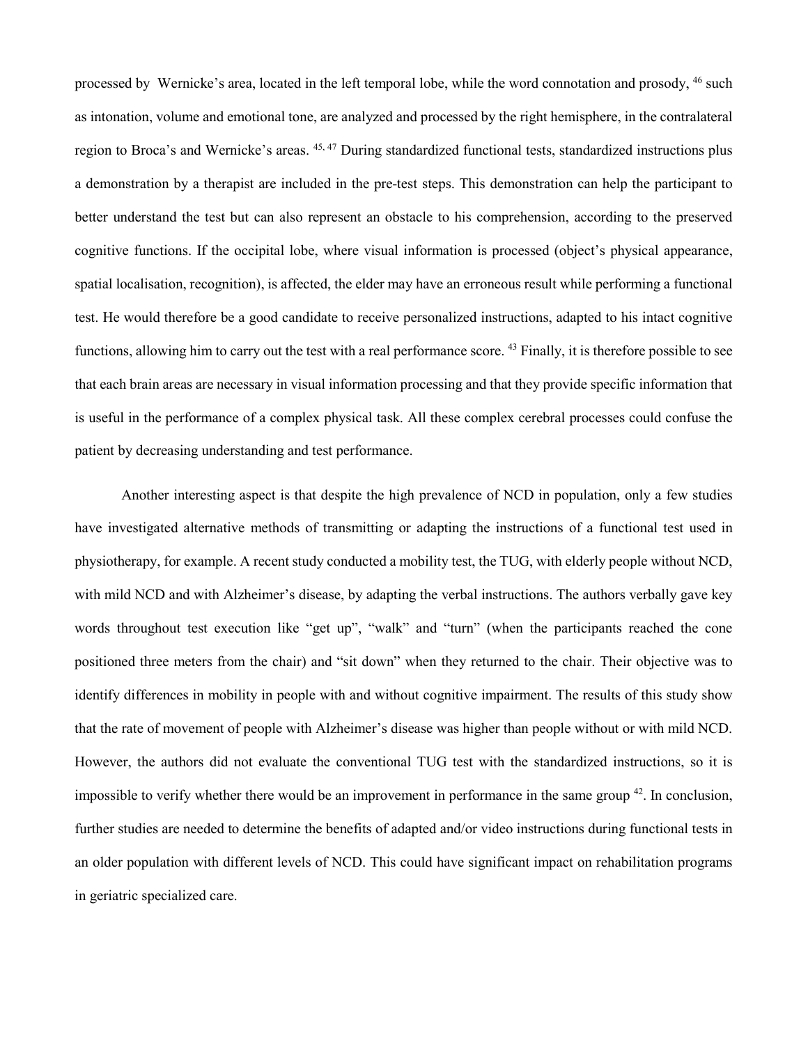processed by Wernicke's area, located in the left temporal lobe, while the word connotation and prosody, [46] such as intonation, volume and emotional tone, are analyzed and processed by the right hemisphere, in the contralateral region to Broca's and Wernicke's areas. [45, 47] During standardized functional tests, standardized instructions plus a demonstration by a therapist are included in the pre-test steps. This demonstration can help the participant to better understand the test but can also represent an obstacle to his comprehension, according to the preserved cognitive functions. If the occipital lobe, where visual information is processed (object's physical appearance, spatial localisation, recognition), is affected, the elder may have an erroneous result while performing a functional test. He would therefore be a good candidate to receive personalized instructions, adapted to his intact cognitive functions, allowing him to carry out the test with a real performance score. [43] Finally, it is therefore possible to see that each brain areas are necessary in visual information processing and that they provide specific information that is useful in the performance of a complex physical task. All these complex cerebral processes could confuse the patient by decreasing understanding and test performance.

Another interesting aspect is that despite the high prevalence of NCD in population, only a few studies have investigated alternative methods of transmitting or adapting the instructions of a functional test used in physiotherapy, for example. A recent study conducted a mobility test, the TUG, with elderly people without NCD, with mild NCD and with Alzheimer's disease, by adapting the verbal instructions. The authors verbally gave key words throughout test execution like "get up", "walk" and "turn" (when the participants reached the cone positioned three meters from the chair) and "sit down" when they returned to the chair. Their objective was to identify differences in mobility in people with and without cognitive impairment. The results of this study show that the rate of movement of people with Alzheimer's disease was higher than people without or with mild NCD. However, the authors did not evaluate the conventional TUG test with the standardized instructions, so it is impossible to verify whether there would be an improvement in performance in the same group [42]. In conclusion, further studies are needed to determine the benefits of adapted and/or video instructions during functional tests in an older population with different levels of NCD. This could have significant impact on rehabilitation programs in geriatric specialized care.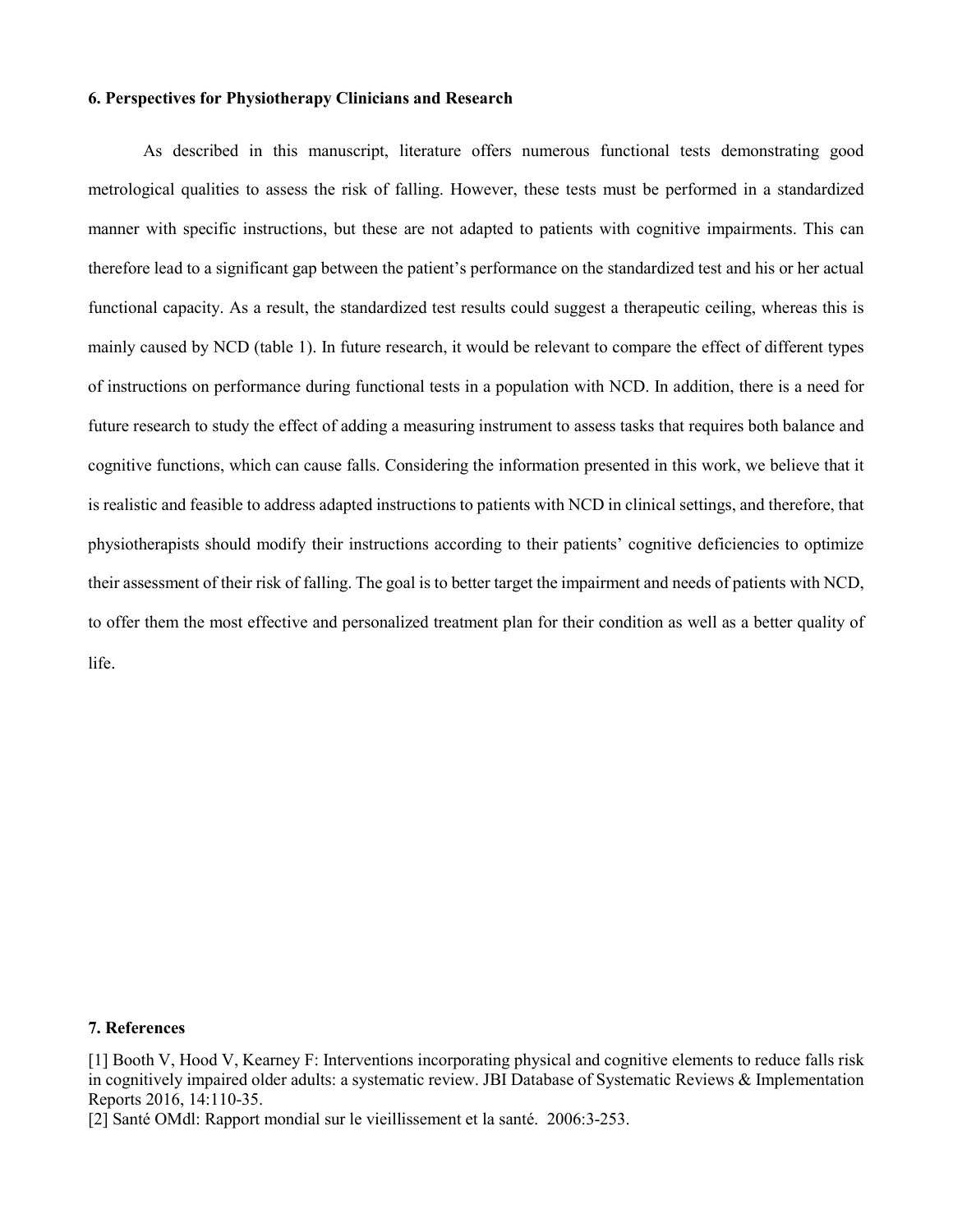### 6. Perspectives for Physiotherapy Clinicians and Research

As described in this manuscript, literature offers numerous functional tests demonstrating good metrological qualities to assess the risk of falling. However, these tests must be performed in a standardized manner with specific instructions, but these are not adapted to patients with cognitive impairments. This can therefore lead to a significant gap between the patient's performance on the standardized test and his or her actual functional capacity. As a result, the standardized test results could suggest a therapeutic ceiling, whereas this is mainly caused by NCD (table 1). In future research, it would be relevant to compare the effect of different types of instructions on performance during functional tests in a population with NCD. In addition, there is a need for future research to study the effect of adding a measuring instrument to assess tasks that requires both balance and cognitive functions, which can cause falls. Considering the information presented in this work, we believe that it is realistic and feasible to address adapted instructions to patients with NCD in clinical settings, and therefore, that physiotherapists should modify their instructions according to their patients' cognitive deficiencies to optimize their assessment of their risk of falling. The goal is to better target the impairment and needs of patients with NCD, to offer them the most effective and personalized treatment plan for their condition as well as a better quality of life.

### 7. References

[1] Booth V, Hood V, Kearney F: Interventions incorporating physical and cognitive elements to reduce falls risk in cognitively impaired older adults: a systematic review. JBI Database of Systematic Reviews & Implementation Reports 2016, 14:110-35.

[2] Santé OMdl: Rapport mondial sur le vieillissement et la santé. 2006:3-253.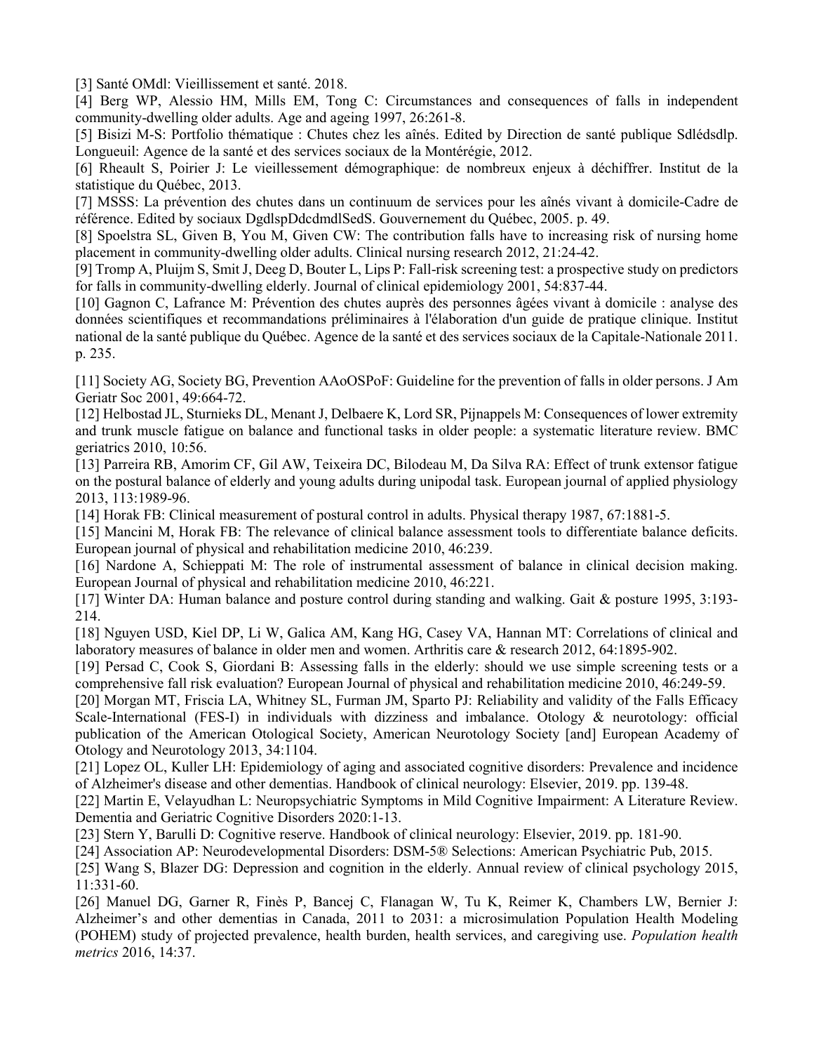[3] Santé OMdl: Vieillissement et santé. 2018.

[4] Berg WP, Alessio HM, Mills EM, Tong C: Circumstances and consequences of falls in independent community-dwelling older adults. Age and ageing 1997, 26:261-8.

[5] Bisizi M-S: Portfolio thématique : Chutes chez les aînés. Edited by Direction de santé publique Sdlédsdlp. Longueuil: Agence de la santé et des services sociaux de la Montérégie, 2012.

[6] Rheault S, Poirier J: Le vieillessement démographique: de nombreux enjeux à déchiffrer. Institut de la statistique du Québec, 2013.

[7] MSSS: La prévention des chutes dans un continuum de services pour les aînés vivant à domicile-Cadre de référence. Edited by sociaux DgdlspDdcdmdlSedS. Gouvernement du Québec, 2005. p. 49.

[8] Spoelstra SL, Given B, You M, Given CW: The contribution falls have to increasing risk of nursing home placement in community-dwelling older adults. Clinical nursing research 2012, 21:24-42.

[9] Tromp A, Pluijm S, Smit J, Deeg D, Bouter L, Lips P: Fall-risk screening test: a prospective study on predictors for falls in community-dwelling elderly. Journal of clinical epidemiology 2001, 54:837-44.

[10] Gagnon C, Lafrance M: Prévention des chutes auprès des personnes âgées vivant à domicile : analyse des données scientifiques et recommandations préliminaires à l'élaboration d'un guide de pratique clinique. Institut national de la santé publique du Québec. Agence de la santé et des services sociaux de la Capitale-Nationale 2011. p. 235.

[11] Society AG, Society BG, Prevention AAoOSPoF: Guideline for the prevention of falls in older persons. J Am Geriatr Soc 2001, 49:664-72.

[12] Helbostad JL, Sturnieks DL, Menant J, Delbaere K, Lord SR, Pijnappels M: Consequences of lower extremity and trunk muscle fatigue on balance and functional tasks in older people: a systematic literature review. BMC geriatrics 2010, 10:56.

[13] Parreira RB, Amorim CF, Gil AW, Teixeira DC, Bilodeau M, Da Silva RA: Effect of trunk extensor fatigue on the postural balance of elderly and young adults during unipodal task. European journal of applied physiology 2013, 113:1989-96.

[14] Horak FB: Clinical measurement of postural control in adults. Physical therapy 1987, 67:1881-5.

[15] Mancini M, Horak FB: The relevance of clinical balance assessment tools to differentiate balance deficits. European journal of physical and rehabilitation medicine 2010, 46:239.

[16] Nardone A, Schieppati M: The role of instrumental assessment of balance in clinical decision making. European Journal of physical and rehabilitation medicine 2010, 46:221.

[17] Winter DA: Human balance and posture control during standing and walking. Gait & posture 1995, 3:193-214.

[18] Nguyen USD, Kiel DP, Li W, Galica AM, Kang HG, Casey VA, Hannan MT: Correlations of clinical and laboratory measures of balance in older men and women. Arthritis care & research 2012, 64:1895-902.

[19] Persad C, Cook S, Giordani B: Assessing falls in the elderly: should we use simple screening tests or a comprehensive fall risk evaluation? European Journal of physical and rehabilitation medicine 2010, 46:249-59.

[20] Morgan MT, Friscia LA, Whitney SL, Furman JM, Sparto PJ: Reliability and validity of the Falls Efficacy Scale-International (FES-I) in individuals with dizziness and imbalance. Otology & neurotology: official publication of the American Otological Society, American Neurotology Society [and] European Academy of Otology and Neurotology 2013, 34:1104.

[21] Lopez OL, Kuller LH: Epidemiology of aging and associated cognitive disorders: Prevalence and incidence of Alzheimer's disease and other dementias. Handbook of clinical neurology: Elsevier, 2019. pp. 139-48.

[22] Martin E, Velayudhan L: Neuropsychiatric Symptoms in Mild Cognitive Impairment: A Literature Review. Dementia and Geriatric Cognitive Disorders 2020:1-13.

[23] Stern Y, Barulli D: Cognitive reserve. Handbook of clinical neurology: Elsevier, 2019. pp. 181-90.

[24] Association AP: Neurodevelopmental Disorders: DSM-5® Selections: American Psychiatric Pub, 2015.

[25] Wang S, Blazer DG: Depression and cognition in the elderly. Annual review of clinical psychology 2015, 11:331-60.

[26] Manuel DG, Garner R, Finès P, Bancej C, Flanagan W, Tu K, Reimer K, Chambers LW, Bernier J: Alzheimer's and other dementias in Canada, 2011 to 2031: a microsimulation Population Health Modeling (POHEM) study of projected prevalence, health burden, health services, and caregiving use. *Population health metrics* 2016, 14:37.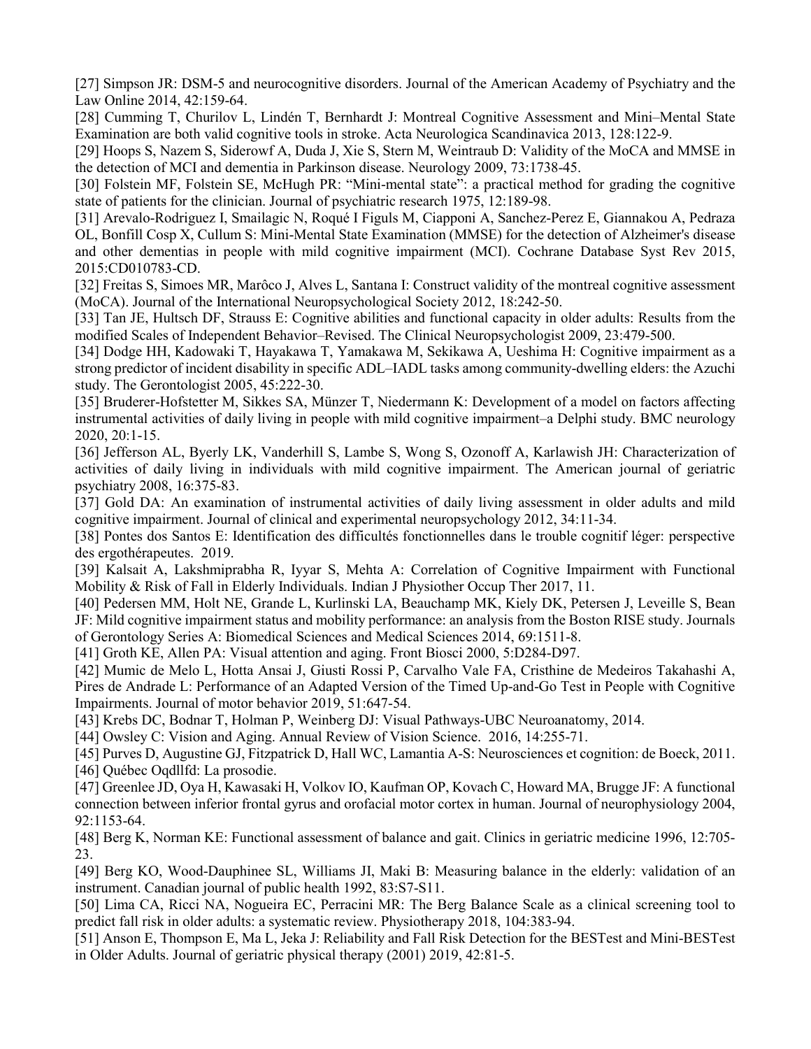[27] Simpson JR: DSM-5 and neurocognitive disorders. Journal of the American Academy of Psychiatry and the Law Online 2014, 42:159-64.

[28] Cumming T, Churilov L, Lindén T, Bernhardt J: Montreal Cognitive Assessment and Mini–Mental State Examination are both valid cognitive tools in stroke. Acta Neurologica Scandinavica 2013, 128:122-9.

[29] Hoops S, Nazem S, Siderowf A, Duda J, Xie S, Stern M, Weintraub D: Validity of the MoCA and MMSE in the detection of MCI and dementia in Parkinson disease. Neurology 2009, 73:1738-45.

[30] Folstein MF, Folstein SE, McHugh PR: "Mini-mental state": a practical method for grading the cognitive state of patients for the clinician. Journal of psychiatric research 1975, 12:189-98.

[31] Arevalo-Rodriguez I, Smailagic N, Roqué I Figuls M, Ciapponi A, Sanchez-Perez E, Giannakou A, Pedraza OL, Bonfill Cosp X, Cullum S: Mini-Mental State Examination (MMSE) for the detection of Alzheimer's disease and other dementias in people with mild cognitive impairment (MCI). Cochrane Database Syst Rev 2015, 2015:CD010783-CD.

[32] Freitas S, Simoes MR, Marôco J, Alves L, Santana I: Construct validity of the montreal cognitive assessment (MoCA). Journal of the International Neuropsychological Society 2012, 18:242-50.

[33] Tan JE, Hultsch DF, Strauss E: Cognitive abilities and functional capacity in older adults: Results from the modified Scales of Independent Behavior–Revised. The Clinical Neuropsychologist 2009, 23:479-500.

[34] Dodge HH, Kadowaki T, Hayakawa T, Yamakawa M, Sekikawa A, Ueshima H: Cognitive impairment as a strong predictor of incident disability in specific ADL–IADL tasks among community-dwelling elders: the Azuchi study. The Gerontologist 2005, 45:222-30.

[35] Bruderer-Hofstetter M, Sikkes SA, Münzer T, Niedermann K: Development of a model on factors affecting instrumental activities of daily living in people with mild cognitive impairment–a Delphi study. BMC neurology 2020, 20:1-15.

[36] Jefferson AL, Byerly LK, Vanderhill S, Lambe S, Wong S, Ozonoff A, Karlawish JH: Characterization of activities of daily living in individuals with mild cognitive impairment. The American journal of geriatric psychiatry 2008, 16:375-83.

[37] Gold DA: An examination of instrumental activities of daily living assessment in older adults and mild cognitive impairment. Journal of clinical and experimental neuropsychology 2012, 34:11-34.

[38] Pontes dos Santos E: Identification des difficultés fonctionnelles dans le trouble cognitif léger: perspective des ergothérapeutes. 2019.

[39] Kalsait A, Lakshmiprabha R, Iyyar S, Mehta A: Correlation of Cognitive Impairment with Functional Mobility & Risk of Fall in Elderly Individuals. Indian J Physiother Occup Ther 2017, 11.

[40] Pedersen MM, Holt NE, Grande L, Kurlinski LA, Beauchamp MK, Kiely DK, Petersen J, Leveille S, Bean JF: Mild cognitive impairment status and mobility performance: an analysis from the Boston RISE study. Journals of Gerontology Series A: Biomedical Sciences and Medical Sciences 2014, 69:1511-8.

[41] Groth KE, Allen PA: Visual attention and aging. Front Biosci 2000, 5:D284-D97.

[42] Mumic de Melo L, Hotta Ansai J, Giusti Rossi P, Carvalho Vale FA, Cristhine de Medeiros Takahashi A, Pires de Andrade L: Performance of an Adapted Version of the Timed Up-and-Go Test in People with Cognitive Impairments. Journal of motor behavior 2019, 51:647-54.

[43] Krebs DC, Bodnar T, Holman P, Weinberg DJ: Visual Pathways-UBC Neuroanatomy, 2014.

[44] Owsley C: Vision and Aging. Annual Review of Vision Science. 2016, 14:255-71.

[45] Purves D, Augustine GJ, Fitzpatrick D, Hall WC, Lamantia A-S: Neurosciences et cognition: de Boeck, 2011.

[46] Québec Oqdllfd: La prosodie.

[47] Greenlee JD, Oya H, Kawasaki H, Volkov IO, Kaufman OP, Kovach C, Howard MA, Brugge JF: A functional connection between inferior frontal gyrus and orofacial motor cortex in human. Journal of neurophysiology 2004, 92:1153-64.

[48] Berg K, Norman KE: Functional assessment of balance and gait. Clinics in geriatric medicine 1996, 12:705-23.

[49] Berg KO, Wood-Dauphinee SL, Williams JI, Maki B: Measuring balance in the elderly: validation of an instrument. Canadian journal of public health 1992, 83:S7-S11.

[50] Lima CA, Ricci NA, Nogueira EC, Perracini MR: The Berg Balance Scale as a clinical screening tool to predict fall risk in older adults: a systematic review. Physiotherapy 2018, 104:383-94.

[51] Anson E, Thompson E, Ma L, Jeka J: Reliability and Fall Risk Detection for the BESTest and Mini-BESTest in Older Adults. Journal of geriatric physical therapy (2001) 2019, 42:81-5.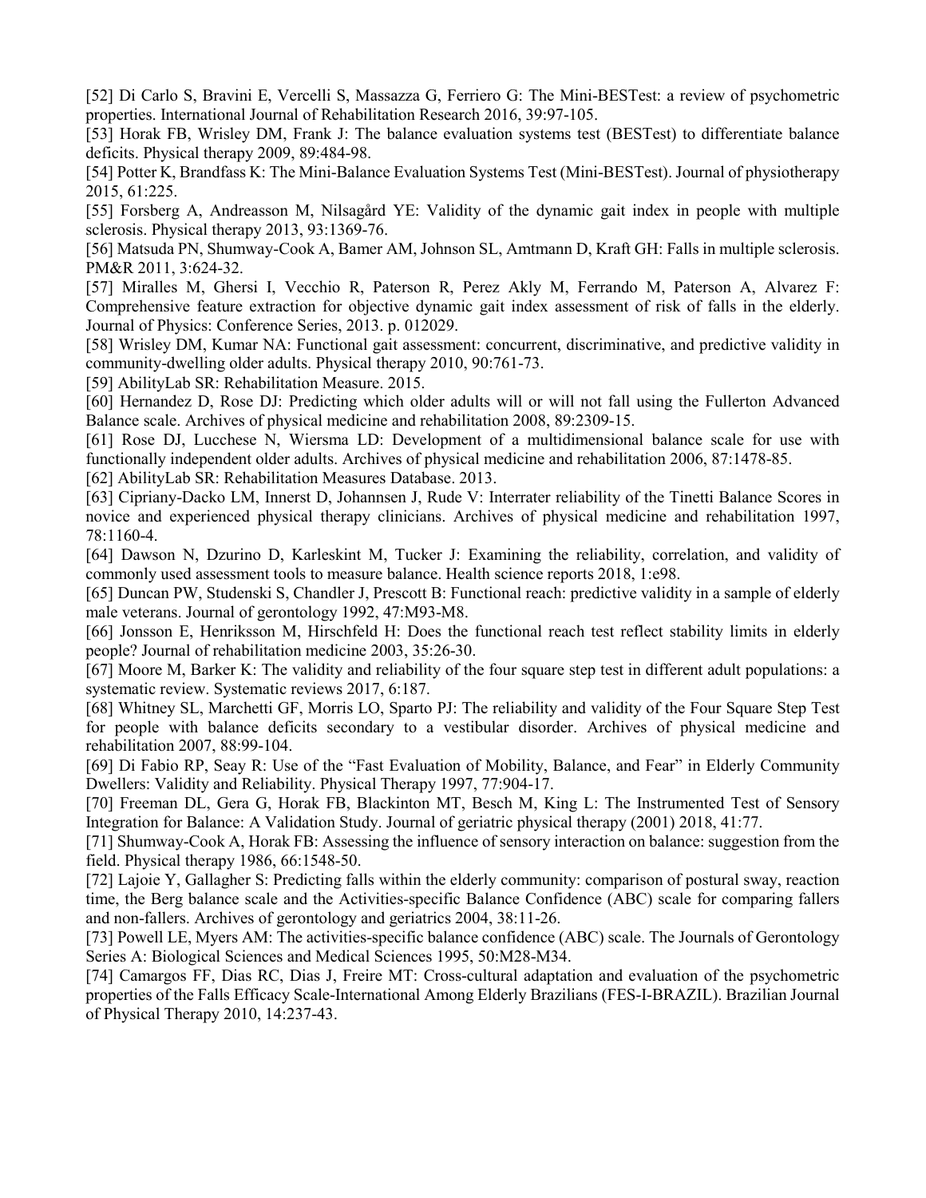[52] Di Carlo S, Bravini E, Vercelli S, Massazza G, Ferriero G: The Mini-BESTest: a review of psychometric properties. International Journal of Rehabilitation Research 2016, 39:97-105.

[53] Horak FB, Wrisley DM, Frank J: The balance evaluation systems test (BESTest) to differentiate balance deficits. Physical therapy 2009, 89:484-98.

[54] Potter K, Brandfass K: The Mini-Balance Evaluation Systems Test (Mini-BESTest). Journal of physiotherapy 2015, 61:225.

[55] Forsberg A, Andreasson M, Nilsagård YE: Validity of the dynamic gait index in people with multiple sclerosis. Physical therapy 2013, 93:1369-76.

[56] Matsuda PN, Shumway-Cook A, Bamer AM, Johnson SL, Amtmann D, Kraft GH: Falls in multiple sclerosis. PM&R 2011, 3:624-32.

[57] Miralles M, Ghersi I, Vecchio R, Paterson R, Perez Akly M, Ferrando M, Paterson A, Alvarez F: Comprehensive feature extraction for objective dynamic gait index assessment of risk of falls in the elderly. Journal of Physics: Conference Series, 2013. p. 012029.

[58] Wrisley DM, Kumar NA: Functional gait assessment: concurrent, discriminative, and predictive validity in community-dwelling older adults. Physical therapy 2010, 90:761-73.

[59] AbilityLab SR: Rehabilitation Measure. 2015.

[60] Hernandez D, Rose DJ: Predicting which older adults will or will not fall using the Fullerton Advanced Balance scale. Archives of physical medicine and rehabilitation 2008, 89:2309-15.

[61] Rose DJ, Lucchese N, Wiersma LD: Development of a multidimensional balance scale for use with functionally independent older adults. Archives of physical medicine and rehabilitation 2006, 87:1478-85.

[62] AbilityLab SR: Rehabilitation Measures Database. 2013.

[63] Cipriany-Dacko LM, Innerst D, Johannsen J, Rude V: Interrater reliability of the Tinetti Balance Scores in novice and experienced physical therapy clinicians. Archives of physical medicine and rehabilitation 1997, 78:1160-4.

[64] Dawson N, Dzurino D, Karleskint M, Tucker J: Examining the reliability, correlation, and validity of commonly used assessment tools to measure balance. Health science reports 2018, 1:e98.

[65] Duncan PW, Studenski S, Chandler J, Prescott B: Functional reach: predictive validity in a sample of elderly male veterans. Journal of gerontology 1992, 47:M93-M8.

[66] Jonsson E, Henriksson M, Hirschfeld H: Does the functional reach test reflect stability limits in elderly people? Journal of rehabilitation medicine 2003, 35:26-30.

[67] Moore M, Barker K: The validity and reliability of the four square step test in different adult populations: a systematic review. Systematic reviews 2017, 6:187.

[68] Whitney SL, Marchetti GF, Morris LO, Sparto PJ: The reliability and validity of the Four Square Step Test for people with balance deficits secondary to a vestibular disorder. Archives of physical medicine and rehabilitation 2007, 88:99-104.

[69] Di Fabio RP, Seay R: Use of the "Fast Evaluation of Mobility, Balance, and Fear" in Elderly Community Dwellers: Validity and Reliability. Physical Therapy 1997, 77:904-17.

[70] Freeman DL, Gera G, Horak FB, Blackinton MT, Besch M, King L: The Instrumented Test of Sensory Integration for Balance: A Validation Study. Journal of geriatric physical therapy (2001) 2018, 41:77.

[71] Shumway-Cook A, Horak FB: Assessing the influence of sensory interaction on balance: suggestion from the field. Physical therapy 1986, 66:1548-50.

[72] Lajoie Y, Gallagher S: Predicting falls within the elderly community: comparison of postural sway, reaction time, the Berg balance scale and the Activities-specific Balance Confidence (ABC) scale for comparing fallers and non-fallers. Archives of gerontology and geriatrics 2004, 38:11-26.

[73] Powell LE, Myers AM: The activities-specific balance confidence (ABC) scale. The Journals of Gerontology Series A: Biological Sciences and Medical Sciences 1995, 50:M28-M34.

[74] Camargos FF, Dias RC, Dias J, Freire MT: Cross-cultural adaptation and evaluation of the psychometric properties of the Falls Efficacy Scale-International Among Elderly Brazilians (FES-I-BRAZIL). Brazilian Journal of Physical Therapy 2010, 14:237-43.